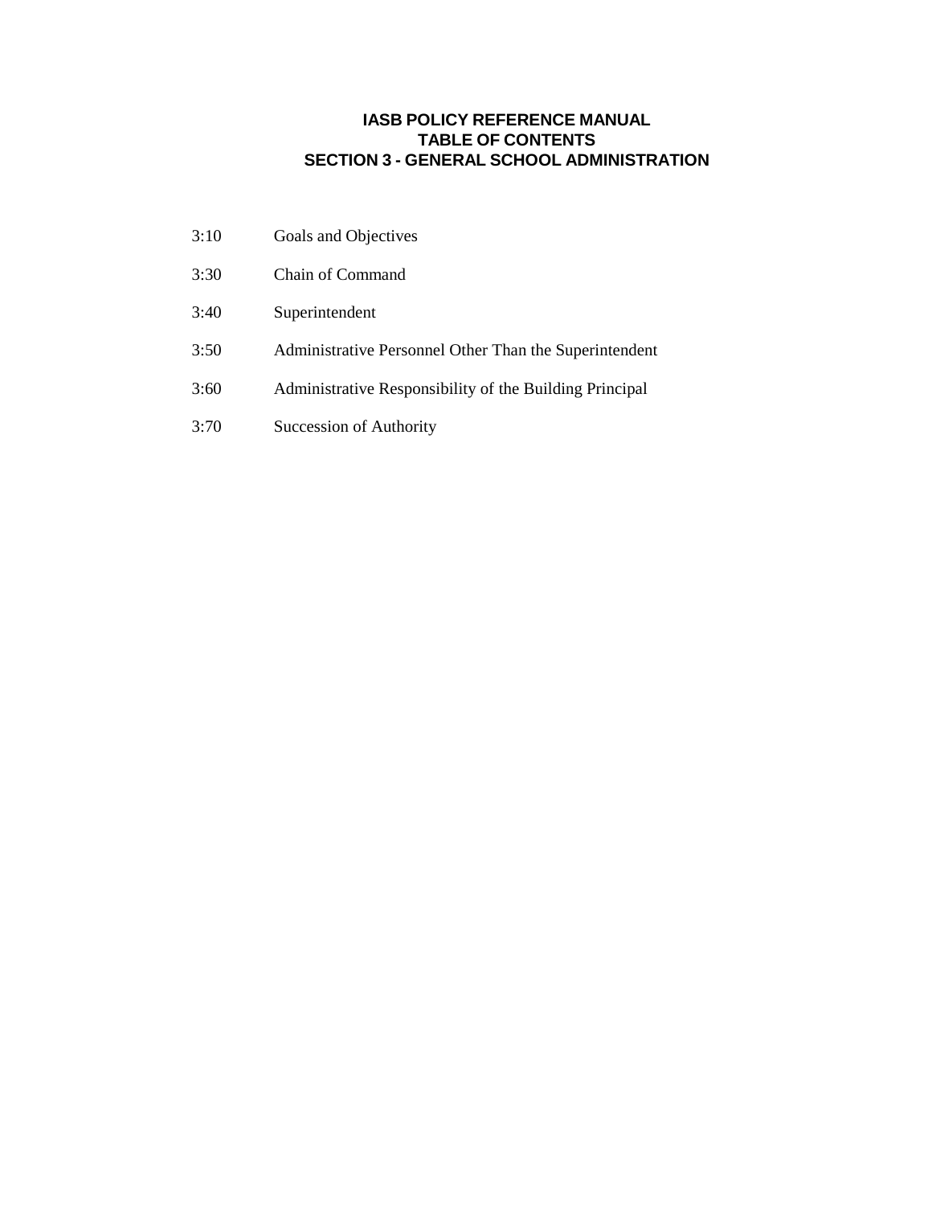# IASB POLICY REFERENCE MANUAL
## TABLE OF CONTENTS
## SECTION 3 - GENERAL SCHOOL ADMINISTRATION

| | |
|---|---|
| 3:10 | Goals and Objectives |
| 3:30 | Chain of Command |
| 3:40 | Superintendent |
| 3:50 | Administrative Personnel Other Than the Superintendent |
| 3:60 | Administrative Responsibility of the Building Principal |
| 3:70 | Succession of Authority |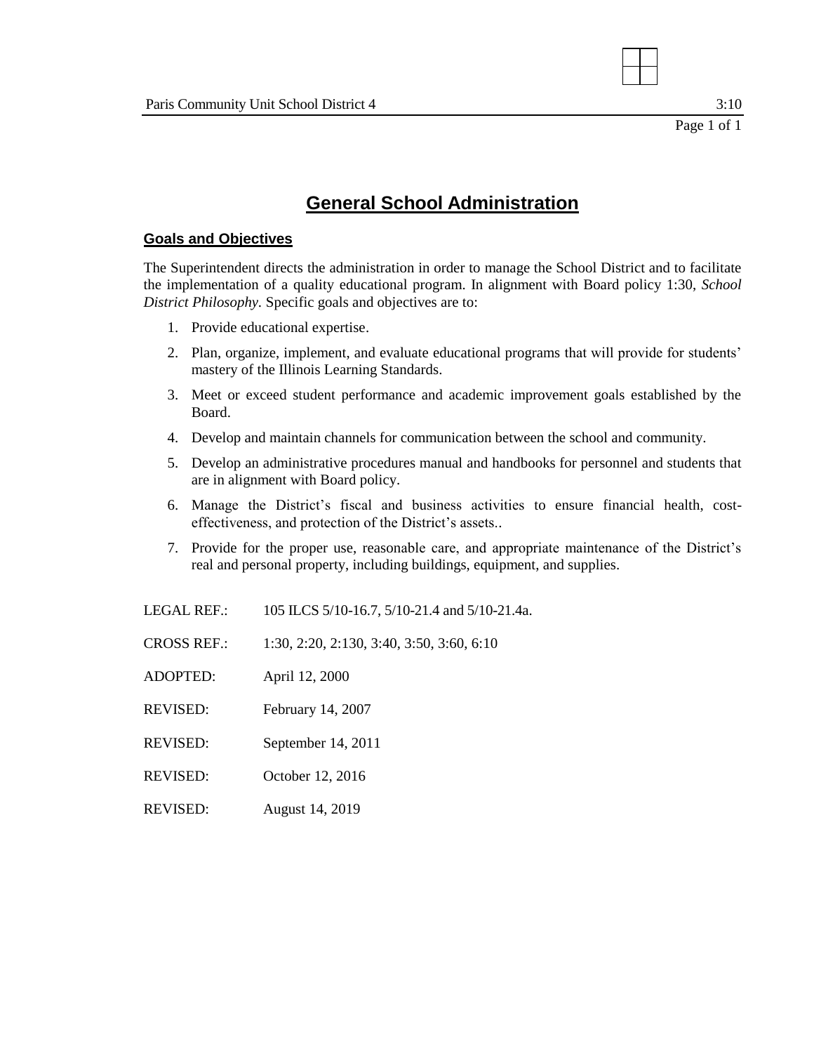# General School Administration

## Goals and Objectives

The Superintendent directs the administration in order to manage the School District and to facilitate the implementation of a quality educational program. In alignment with Board policy 1:30, *School District Philosophy*. Specific goals and objectives are to:

1. Provide educational expertise.
2. Plan, organize, implement, and evaluate educational programs that will provide for students' mastery of the Illinois Learning Standards.
3. Meet or exceed student performance and academic improvement goals established by the Board.
4. Develop and maintain channels for communication between the school and community.
5. Develop an administrative procedures manual and handbooks for personnel and students that are in alignment with Board policy.
6. Manage the District's fiscal and business activities to ensure financial health, cost-effectiveness, and protection of the District's assets..
7. Provide for the proper use, reasonable care, and appropriate maintenance of the District's real and personal property, including buildings, equipment, and supplies.

LEGAL REF.: 105 ILCS 5/10-16.7, 5/10-21.4 and 5/10-21.4a.

CROSS REF.: 1:30, 2:20, 2:130, 3:40, 3:50, 3:60, 6:10

ADOPTED: April 12, 2000

REVISED: February 14, 2007

REVISED: September 14, 2011

REVISED: October 12, 2016

REVISED: August 14, 2019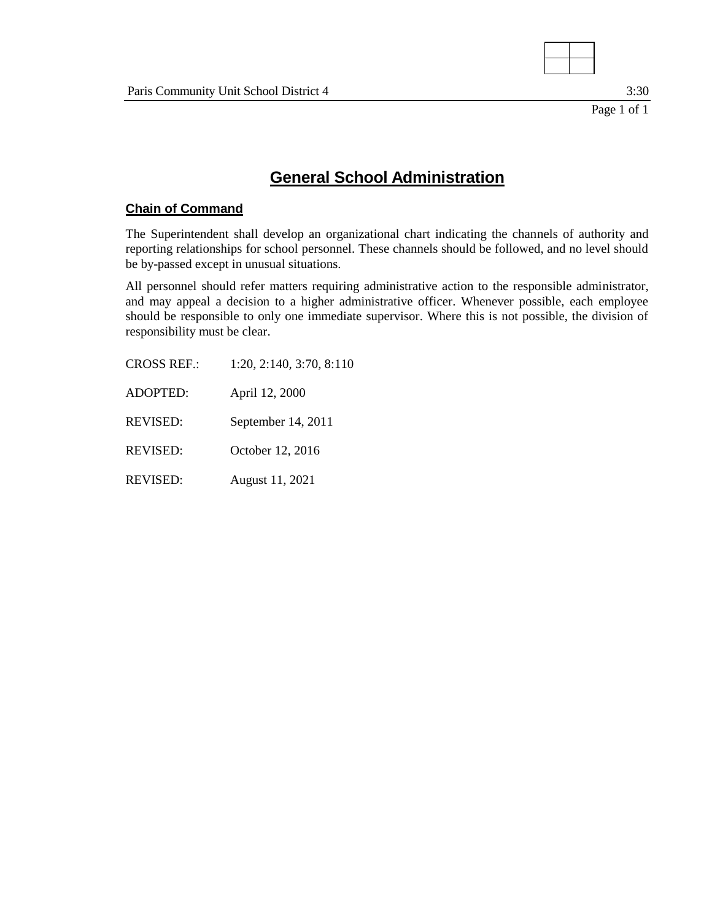# General School Administration

## Chain of Command

The Superintendent shall develop an organizational chart indicating the channels of authority and reporting relationships for school personnel. These channels should be followed, and no level should be by-passed except in unusual situations.

All personnel should refer matters requiring administrative action to the responsible administrator, and may appeal a decision to a higher administrative officer. Whenever possible, each employee should be responsible to only one immediate supervisor. Where this is not possible, the division of responsibility must be clear.

CROSS REF.: 1:20, 2:140, 3:70, 8:110

ADOPTED: April 12, 2000

REVISED: September 14, 2011

REVISED: October 12, 2016

REVISED: August 11, 2021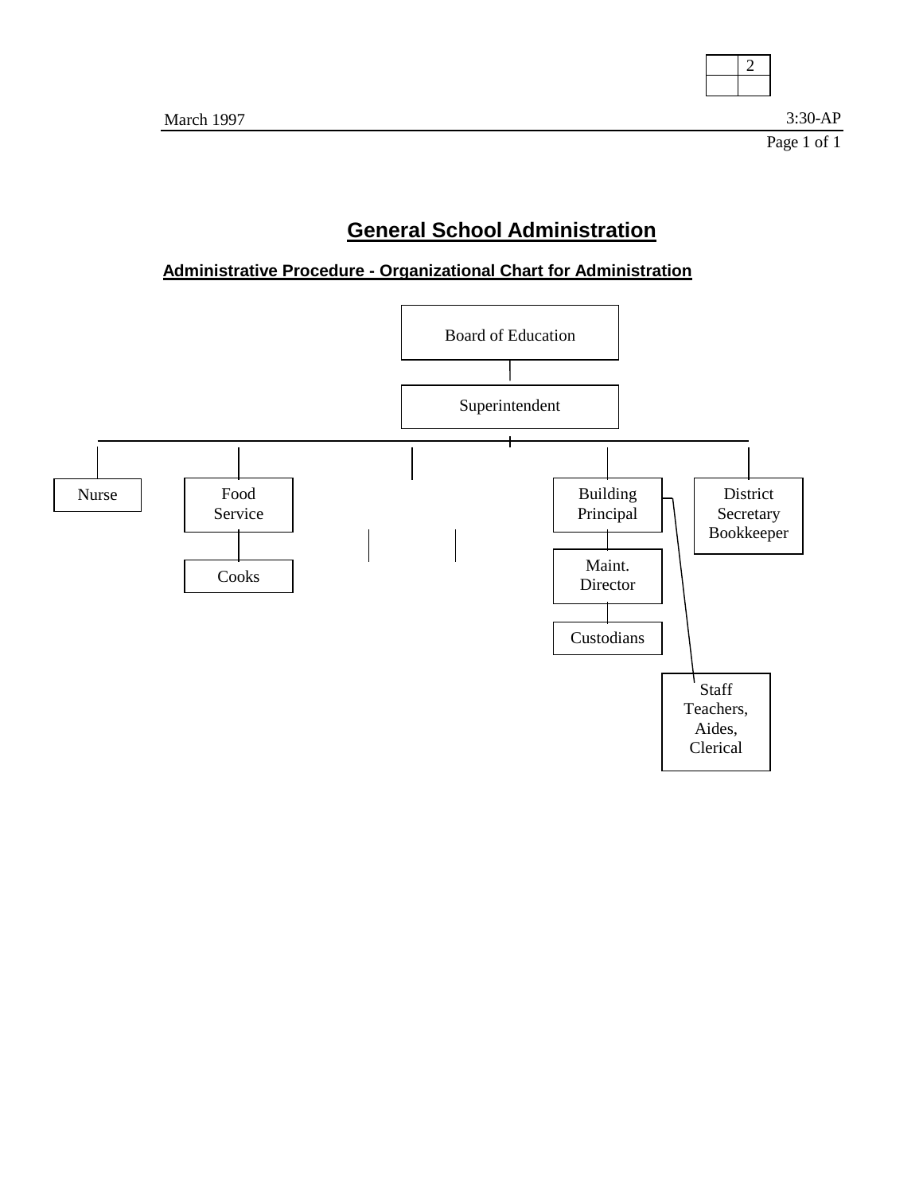March 1997

3:30-AP

# General School Administration

## Administrative Procedure - Organizational Chart for Administration

- Board of Education
  - Superintendent
    - Nurse
    - Food Service
      - Cooks
    - Building Principal
      - Maint. Director
        - Custodians
      - Staff Teachers, Aides, Clerical
    - District Secretary Bookkeeper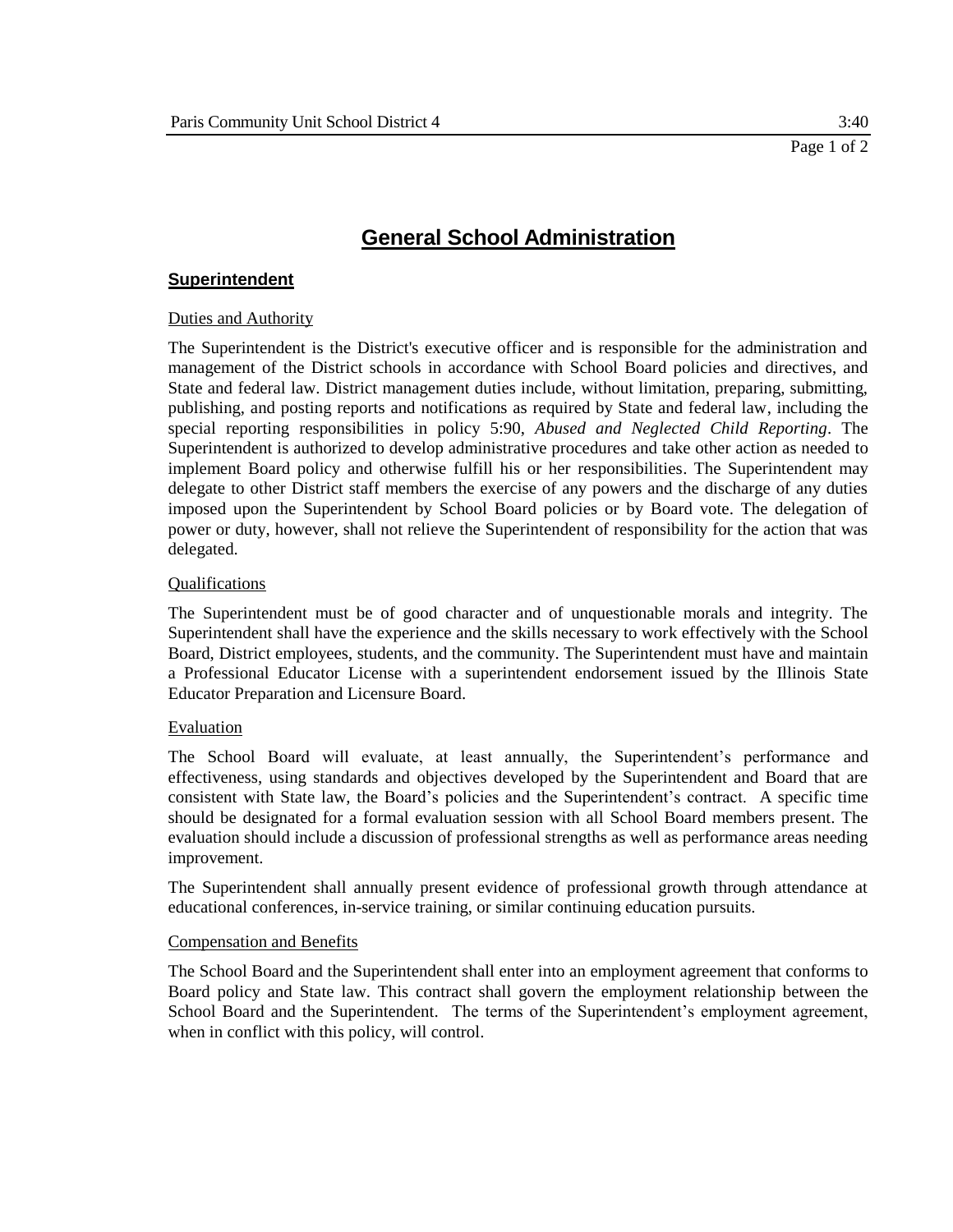# General School Administration

## Superintendent

### Duties and Authority

The Superintendent is the District's executive officer and is responsible for the administration and management of the District schools in accordance with School Board policies and directives, and State and federal law. District management duties include, without limitation, preparing, submitting, publishing, and posting reports and notifications as required by State and federal law, including the special reporting responsibilities in policy 5:90, *Abused and Neglected Child Reporting*. The Superintendent is authorized to develop administrative procedures and take other action as needed to implement Board policy and otherwise fulfill his or her responsibilities. The Superintendent may delegate to other District staff members the exercise of any powers and the discharge of any duties imposed upon the Superintendent by School Board policies or by Board vote. The delegation of power or duty, however, shall not relieve the Superintendent of responsibility for the action that was delegated.

### Qualifications

The Superintendent must be of good character and of unquestionable morals and integrity. The Superintendent shall have the experience and the skills necessary to work effectively with the School Board, District employees, students, and the community. The Superintendent must have and maintain a Professional Educator License with a superintendent endorsement issued by the Illinois State Educator Preparation and Licensure Board.

### Evaluation

The School Board will evaluate, at least annually, the Superintendent's performance and effectiveness, using standards and objectives developed by the Superintendent and Board that are consistent with State law, the Board's policies and the Superintendent's contract. A specific time should be designated for a formal evaluation session with all School Board members present. The evaluation should include a discussion of professional strengths as well as performance areas needing improvement.

The Superintendent shall annually present evidence of professional growth through attendance at educational conferences, in-service training, or similar continuing education pursuits.

### Compensation and Benefits

The School Board and the Superintendent shall enter into an employment agreement that conforms to Board policy and State law. This contract shall govern the employment relationship between the School Board and the Superintendent. The terms of the Superintendent's employment agreement, when in conflict with this policy, will control.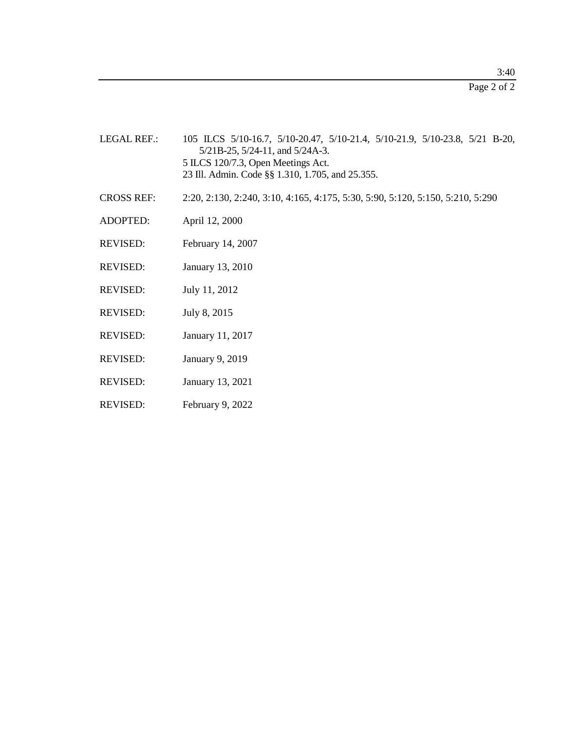LEGAL REF.: 105 ILCS 5/10-16.7, 5/10-20.47, 5/10-21.4, 5/10-21.9, 5/10-23.8, 5/21 B-20, 5/21B-25, 5/24-11, and 5/24A-3.
5 ILCS 120/7.3, Open Meetings Act.
23 Ill. Admin. Code §§ 1.310, 1.705, and 25.355.

CROSS REF: 2:20, 2:130, 2:240, 3:10, 4:165, 4:175, 5:30, 5:90, 5:120, 5:150, 5:210, 5:290

ADOPTED: April 12, 2000

REVISED: February 14, 2007

REVISED: January 13, 2010

REVISED: July 11, 2012

REVISED: July 8, 2015

REVISED: January 11, 2017

REVISED: January 9, 2019

REVISED: January 13, 2021

REVISED: February 9, 2022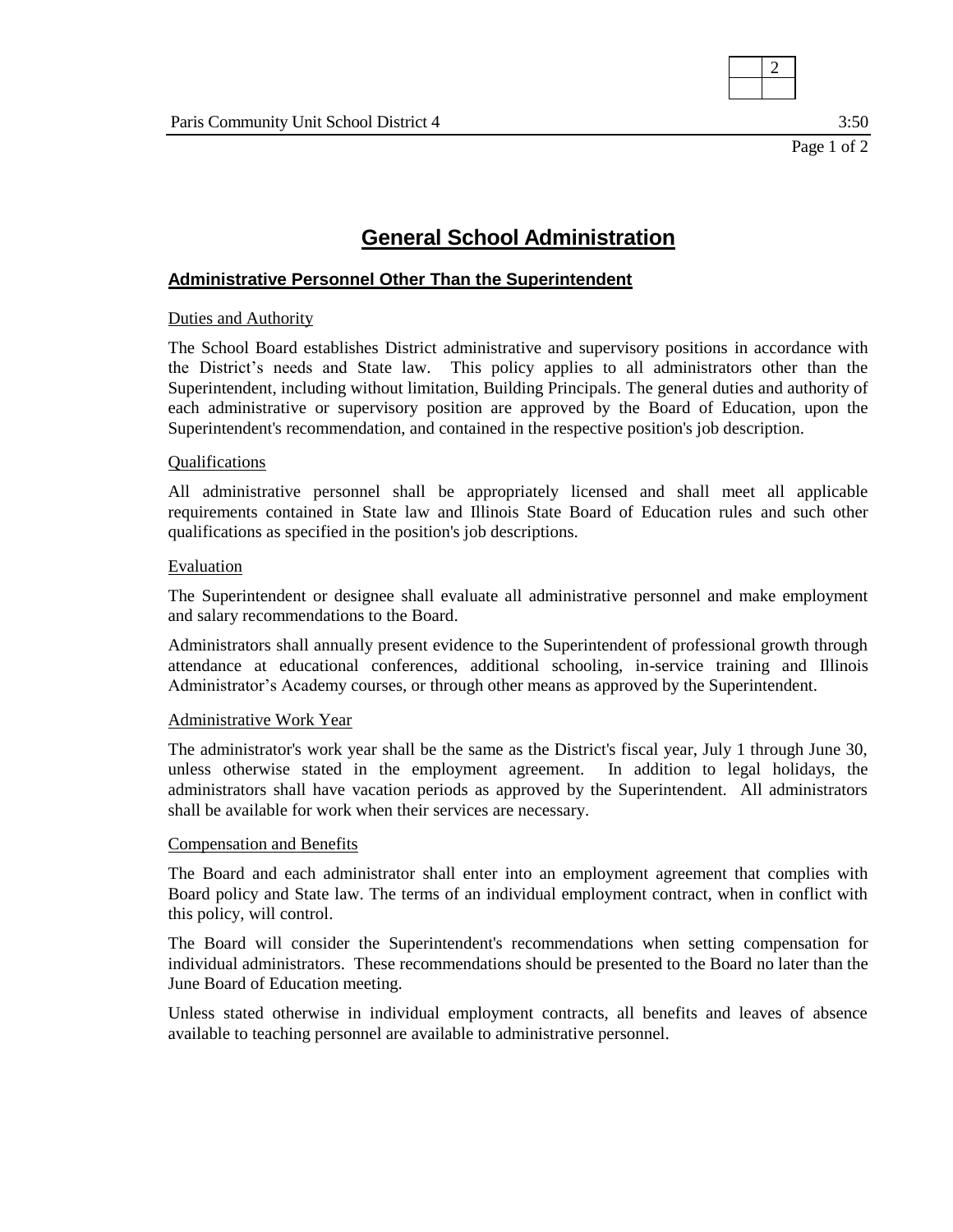# General School Administration

## Administrative Personnel Other Than the Superintendent

### Duties and Authority

The School Board establishes District administrative and supervisory positions in accordance with the District's needs and State law. This policy applies to all administrators other than the Superintendent, including without limitation, Building Principals. The general duties and authority of each administrative or supervisory position are approved by the Board of Education, upon the Superintendent's recommendation, and contained in the respective position's job description.

### Qualifications

All administrative personnel shall be appropriately licensed and shall meet all applicable requirements contained in State law and Illinois State Board of Education rules and such other qualifications as specified in the position's job descriptions.

### Evaluation

The Superintendent or designee shall evaluate all administrative personnel and make employment and salary recommendations to the Board.

Administrators shall annually present evidence to the Superintendent of professional growth through attendance at educational conferences, additional schooling, in-service training and Illinois Administrator's Academy courses, or through other means as approved by the Superintendent.

### Administrative Work Year

The administrator's work year shall be the same as the District's fiscal year, July 1 through June 30, unless otherwise stated in the employment agreement. In addition to legal holidays, the administrators shall have vacation periods as approved by the Superintendent. All administrators shall be available for work when their services are necessary.

### Compensation and Benefits

The Board and each administrator shall enter into an employment agreement that complies with Board policy and State law. The terms of an individual employment contract, when in conflict with this policy, will control.

The Board will consider the Superintendent's recommendations when setting compensation for individual administrators. These recommendations should be presented to the Board no later than the June Board of Education meeting.

Unless stated otherwise in individual employment contracts, all benefits and leaves of absence available to teaching personnel are available to administrative personnel.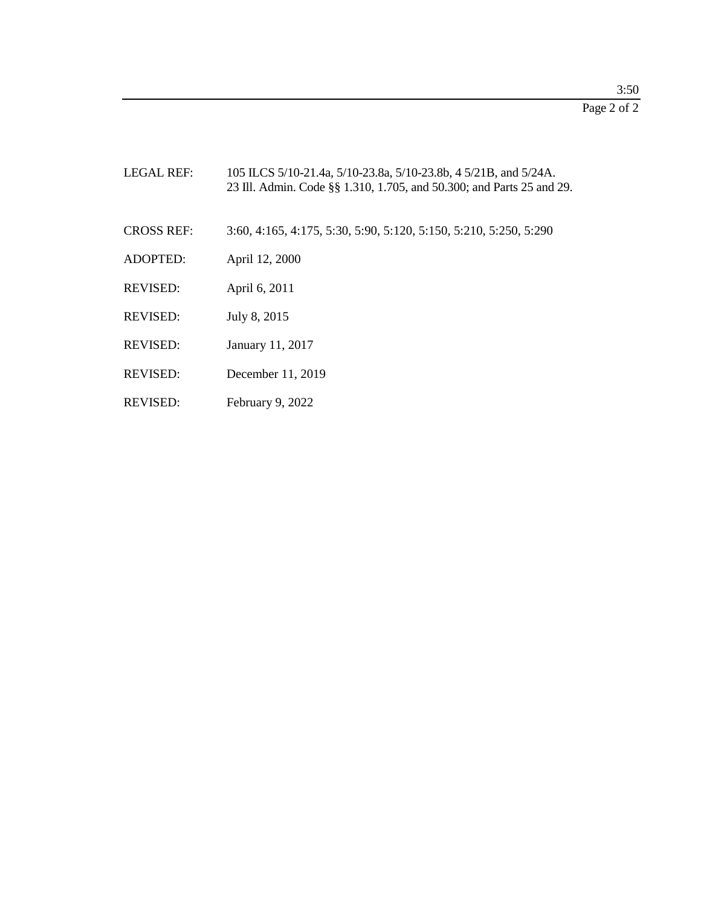LEGAL REF: 105 ILCS 5/10-21.4a, 5/10-23.8a, 5/10-23.8b, 4 5/21B, and 5/24A.
23 Ill. Admin. Code §§ 1.310, 1.705, and 50.300; and Parts 25 and 29.

CROSS REF: 3:60, 4:165, 4:175, 5:30, 5:90, 5:120, 5:150, 5:210, 5:250, 5:290

ADOPTED: April 12, 2000

REVISED: April 6, 2011

REVISED: July 8, 2015

REVISED: January 11, 2017

REVISED: December 11, 2019

REVISED: February 9, 2022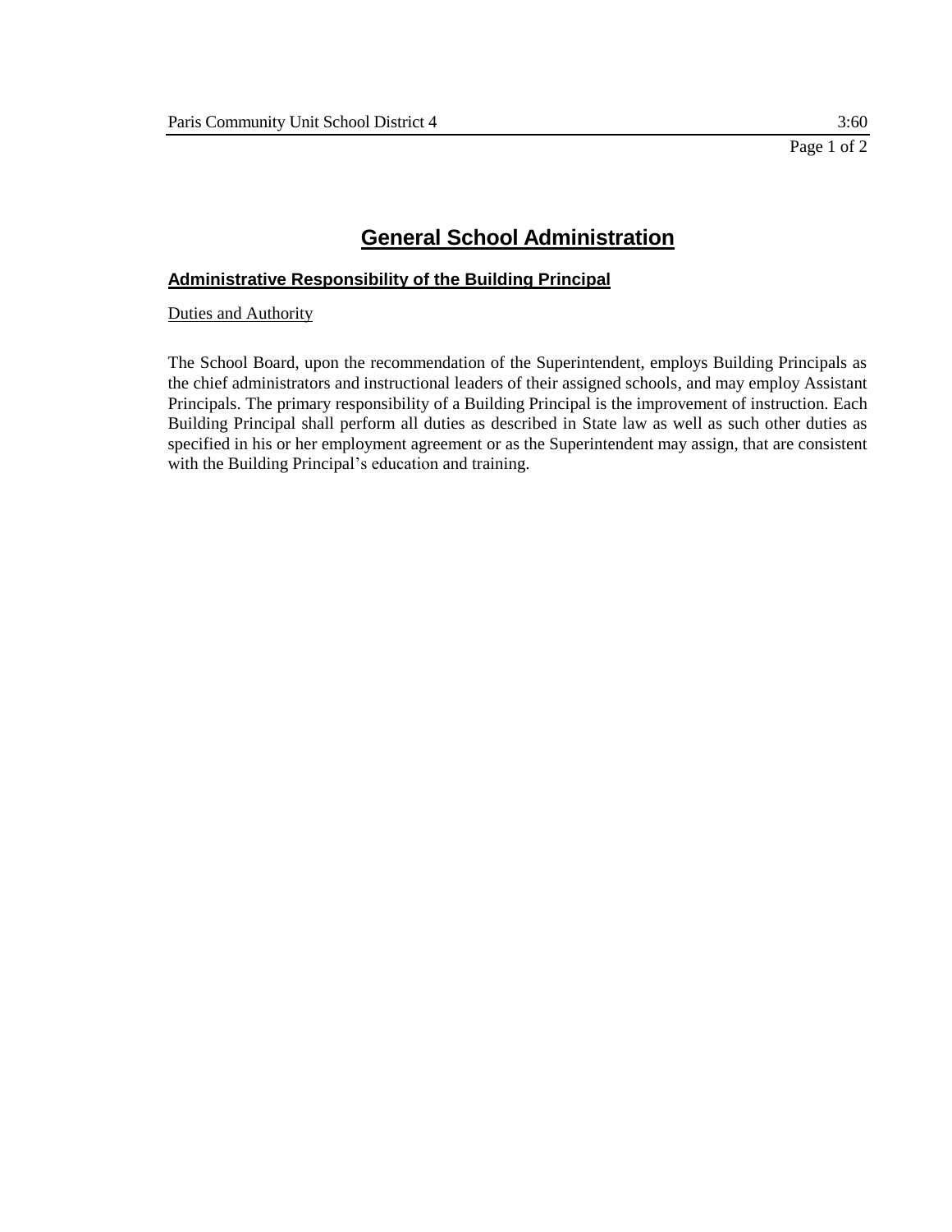# General School Administration

## Administrative Responsibility of the Building Principal

Duties and Authority

The School Board, upon the recommendation of the Superintendent, employs Building Principals as the chief administrators and instructional leaders of their assigned schools, and may employ Assistant Principals. The primary responsibility of a Building Principal is the improvement of instruction. Each Building Principal shall perform all duties as described in State law as well as such other duties as specified in his or her employment agreement or as the Superintendent may assign, that are consistent with the Building Principal's education and training.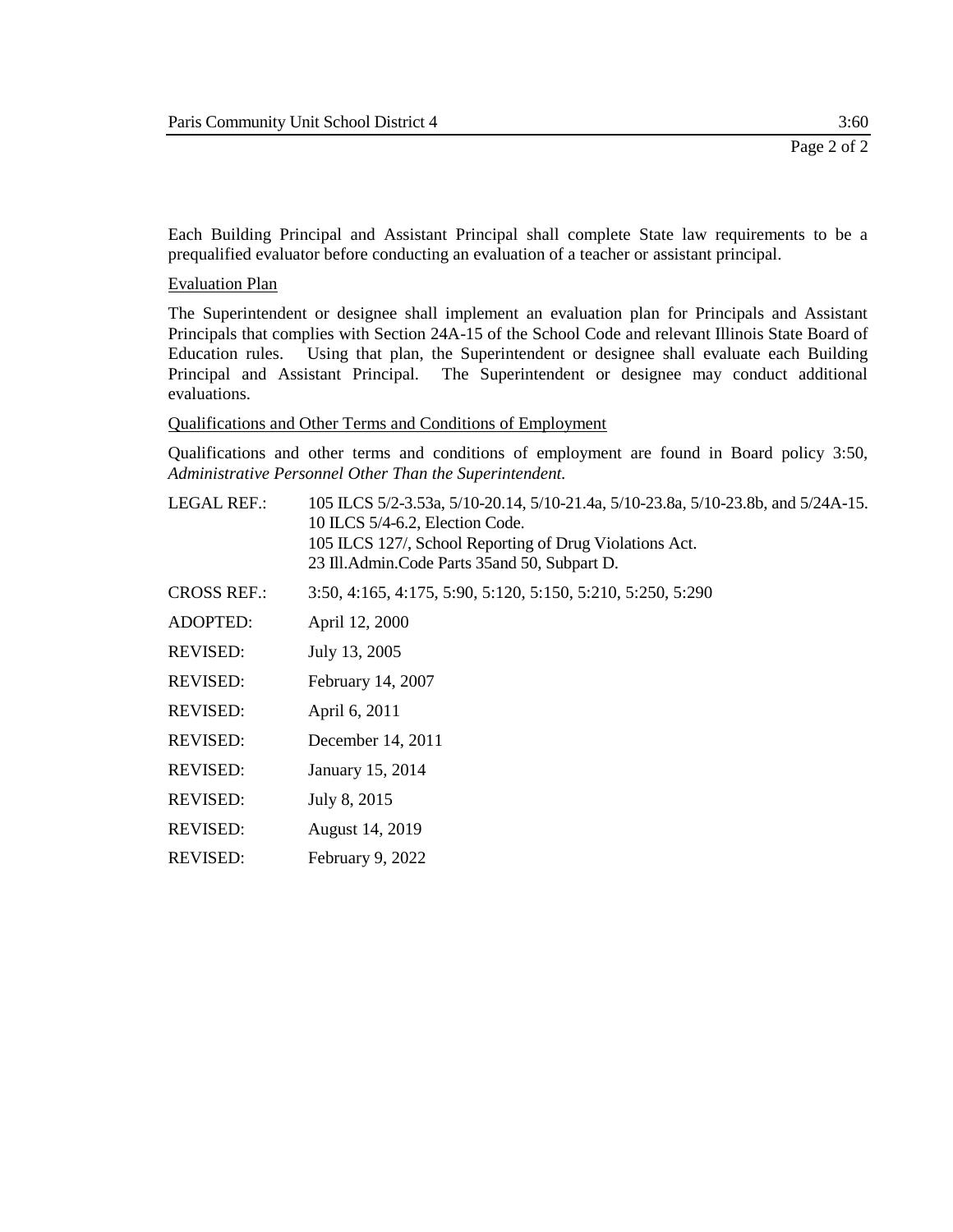Each Building Principal and Assistant Principal shall complete State law requirements to be a prequalified evaluator before conducting an evaluation of a teacher or assistant principal.

Evaluation Plan

The Superintendent or designee shall implement an evaluation plan for Principals and Assistant Principals that complies with Section 24A-15 of the School Code and relevant Illinois State Board of Education rules. Using that plan, the Superintendent or designee shall evaluate each Building Principal and Assistant Principal. The Superintendent or designee may conduct additional evaluations.

Qualifications and Other Terms and Conditions of Employment

Qualifications and other terms and conditions of employment are found in Board policy 3:50, *Administrative Personnel Other Than the Superintendent.*

LEGAL REF.: 105 ILCS 5/2-3.53a, 5/10-20.14, 5/10-21.4a, 5/10-23.8a, 5/10-23.8b, and 5/24A-15.
10 ILCS 5/4-6.2, Election Code.
105 ILCS 127/, School Reporting of Drug Violations Act.
23 Ill.Admin.Code Parts 35and 50, Subpart D.

CROSS REF.: 3:50, 4:165, 4:175, 5:90, 5:120, 5:150, 5:210, 5:250, 5:290

ADOPTED: April 12, 2000

REVISED: July 13, 2005

REVISED: February 14, 2007

REVISED: April 6, 2011

REVISED: December 14, 2011

REVISED: January 15, 2014

REVISED: July 8, 2015

REVISED: August 14, 2019

REVISED: February 9, 2022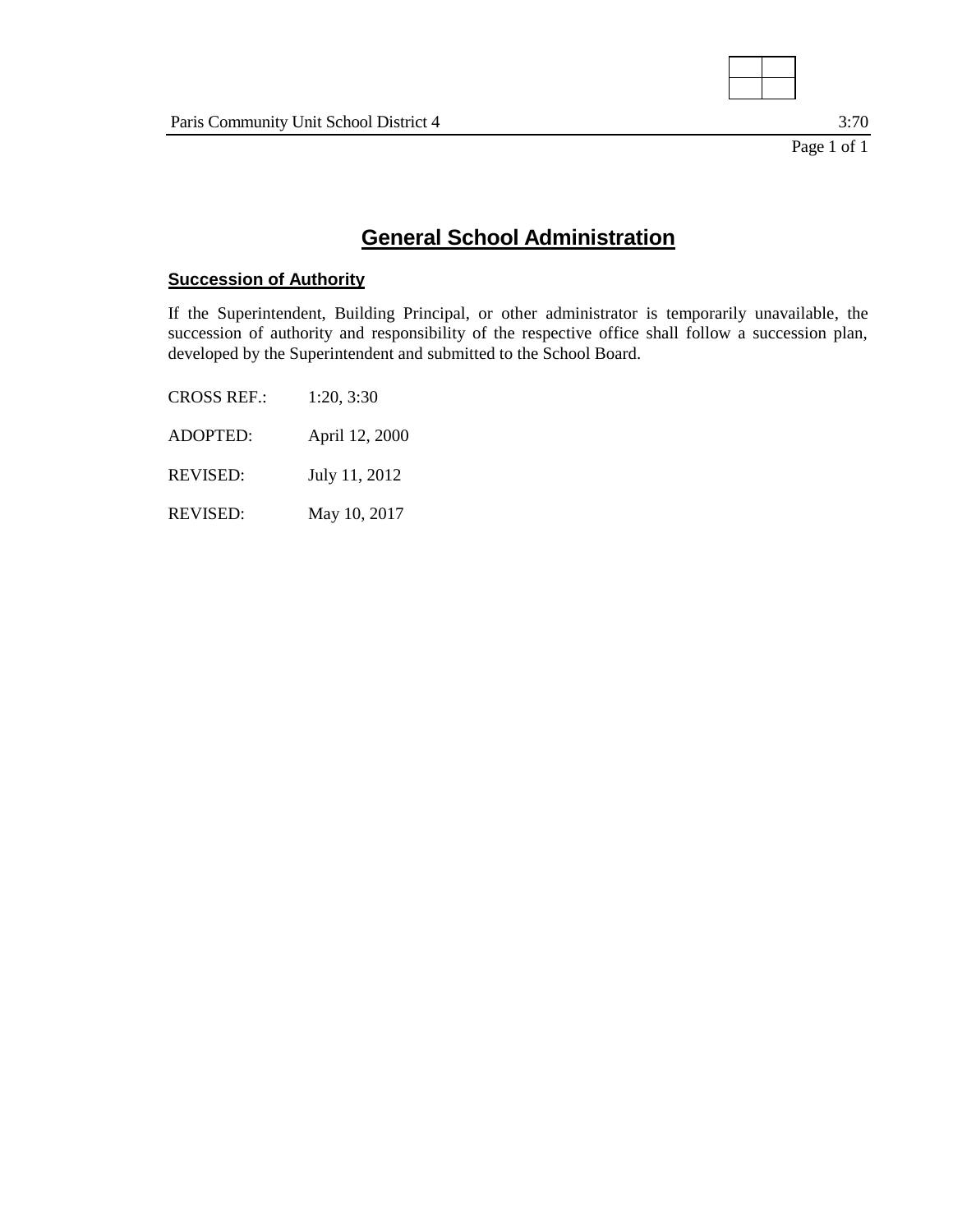# General School Administration

## Succession of Authority

If the Superintendent, Building Principal, or other administrator is temporarily unavailable, the succession of authority and responsibility of the respective office shall follow a succession plan, developed by the Superintendent and submitted to the School Board.

CROSS REF.: 1:20, 3:30

ADOPTED: April 12, 2000

REVISED: July 11, 2012

REVISED: May 10, 2017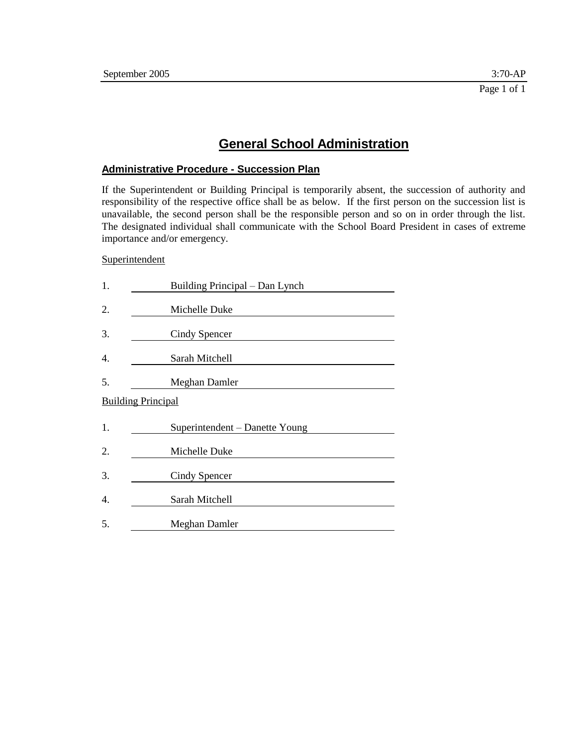# General School Administration

## Administrative Procedure - Succession Plan

If the Superintendent or Building Principal is temporarily absent, the succession of authority and responsibility of the respective office shall be as below. If the first person on the succession list is unavailable, the second person shall be the responsible person and so on in order through the list. The designated individual shall communicate with the School Board President in cases of extreme importance and/or emergency.

Superintendent

1. Building Principal – Dan Lynch
2. Michelle Duke
3. Cindy Spencer
4. Sarah Mitchell
5. Meghan Damler

Building Principal

1. Superintendent – Danette Young
2. Michelle Duke
3. Cindy Spencer
4. Sarah Mitchell
5. Meghan Damler